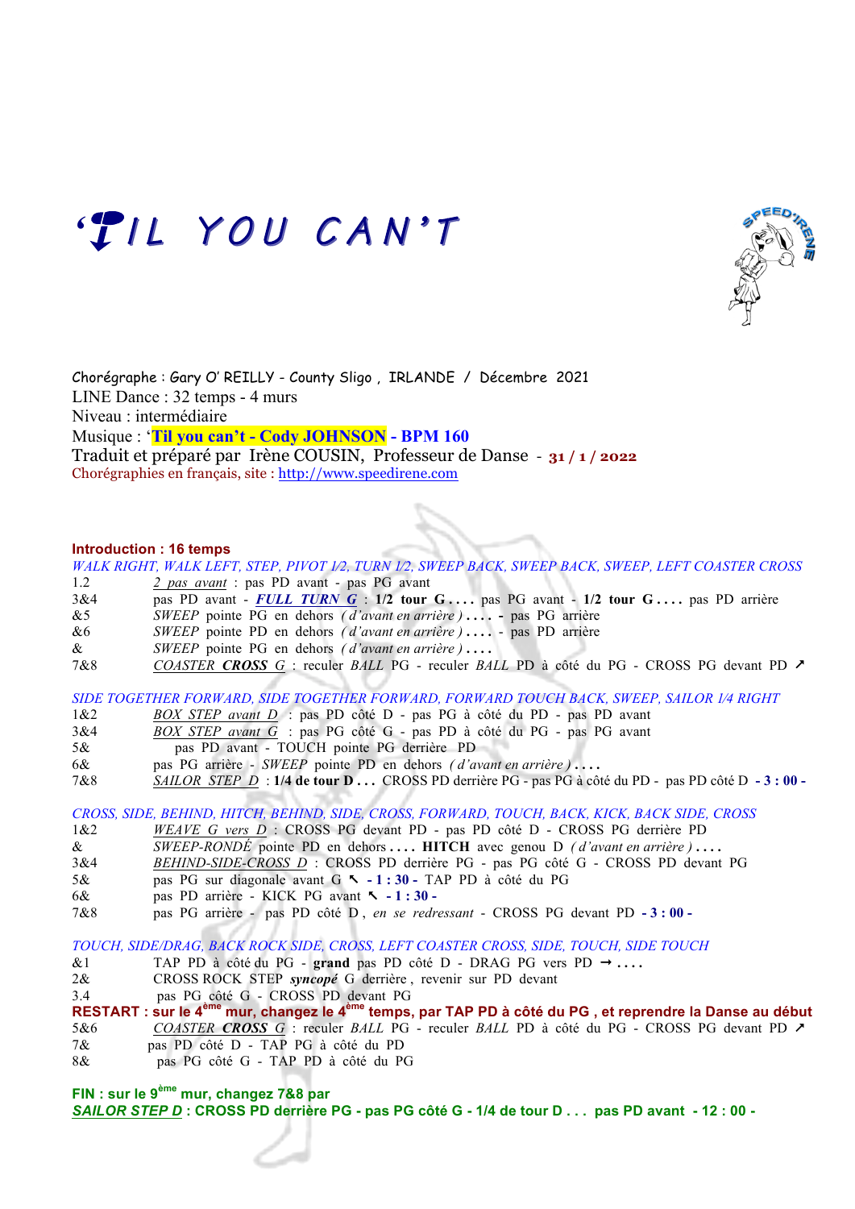# 'TIL YOU CAN'T

Chorégraphe : Gary O' REILLY - County Sligo , IRLANDE / Décembre 2021
LINE Dance : 32 temps - 4 murs
Niveau : intermédiaire
Musique : '**Til you can't - Cody JOHNSON** - **BPM 160**
Traduit et préparé par Irène COUSIN, Professeur de Danse - **31 / 1 / 2022**
Chorégraphies en français, site : http://www.speedirene.com

**Introduction : 16 temps**

*WALK RIGHT, WALK LEFT, STEP, PIVOT 1/2, TURN 1/2, SWEEP BACK, SWEEP BACK, SWEEP, LEFT COASTER CROSS*

| | |
|---|---|
| 1.2 | *2 pas avant* : pas PD avant - pas PG avant |
| 3&4 | pas PD avant - ***FULL TURN G*** : **1/2 tour G . . . .** pas PG avant - **1/2 tour G . . . .** pas PD arrière |
| &5 | *SWEEP* pointe PG en dehors *( d'avant en arrière )* **. . . .** - pas PG arrière |
| &6 | *SWEEP* pointe PD en dehors *( d'avant en arrière )* **. . . .** - pas PD arrière |
| & | *SWEEP* pointe PG en dehors *( d'avant en arrière )* **. . . .** |
| 7&8 | *COASTER **CROSS** G* : reculer *BALL* PG - reculer *BALL* PD à côté du PG - CROSS PG devant PD ↗ |

*SIDE TOGETHER FORWARD, SIDE TOGETHER FORWARD, FORWARD TOUCH BACK, SWEEP, SAILOR 1/4 RIGHT*

| | |
|---|---|
| 1&2 | *BOX STEP avant D* : pas PD côté D - pas PG à côté du PD - pas PD avant |
| 3&4 | *BOX STEP avant G* : pas PG côté G - pas PD à côté du PG - pas PG avant |
| 5& | pas PD avant - TOUCH pointe PG derrière PD |
| 6& | pas PG arrière - *SWEEP* pointe PD en dehors *( d'avant en arrière )* **. . . .** |
| 7&8 | *SAILOR STEP D* : **1/4 de tour D . . .** CROSS PD derrière PG - pas PG à côté du PD - pas PD côté D **- 3 : 00 -** |

*CROSS, SIDE, BEHIND, HITCH, BEHIND, SIDE, CROSS, FORWARD, TOUCH, BACK, KICK, BACK SIDE, CROSS*

| | |
|---|---|
| 1&2 | *WEAVE G vers D* : CROSS PG devant PD - pas PD côté D - CROSS PG derrière PD |
| & | *SWEEP-RONDÉ* pointe PD en dehors **. . . . HITCH** avec genou D *( d'avant en arrière )* **. . . .** |
| 3&4 | *BEHIND-SIDE-CROSS D* : CROSS PD derrière PG - pas PG côté G - CROSS PD devant PG |
| 5& | pas PG sur diagonale avant G ↖ **- 1 : 30 -** TAP PD à côté du PG |
| 6& | pas PD arrière - KICK PG avant ↖ **- 1 : 30 -** |
| 7&8 | pas PG arrière - pas PD côté D , *en se redressant* - CROSS PG devant PD **- 3 : 00 -** |

*TOUCH, SIDE/DRAG, BACK ROCK SIDE, CROSS, LEFT COASTER CROSS, SIDE, TOUCH, SIDE TOUCH*

| | |
|---|---|
| &1 | TAP PD à côté du PG - **grand** pas PD côté D - DRAG PG vers PD → **. . . .** |
| 2& | CROSS ROCK STEP ***syncopé*** G derrière , revenir sur PD devant |
| 3.4 | pas PG côté G - CROSS PD devant PG |

**RESTART : sur le 4ème mur, changez le 4ème temps, par TAP PD à côté du PG , et reprendre la Danse au début**

| | |
|---|---|
| 5&6 | *COASTER **CROSS** G* : reculer *BALL* PG - reculer *BALL* PD à côté du PG - CROSS PG devant PD ↗ |
| 7& | pas PD côté D - TAP PG à côté du PD |
| 8& | pas PG côté G - TAP PD à côté du PG |

**FIN : sur le 9ème mur, changez 7&8 par**
***SAILOR STEP D*** **: CROSS PD derrière PG - pas PG côté G - 1/4 de tour D . . . pas PD avant - 12 : 00 -**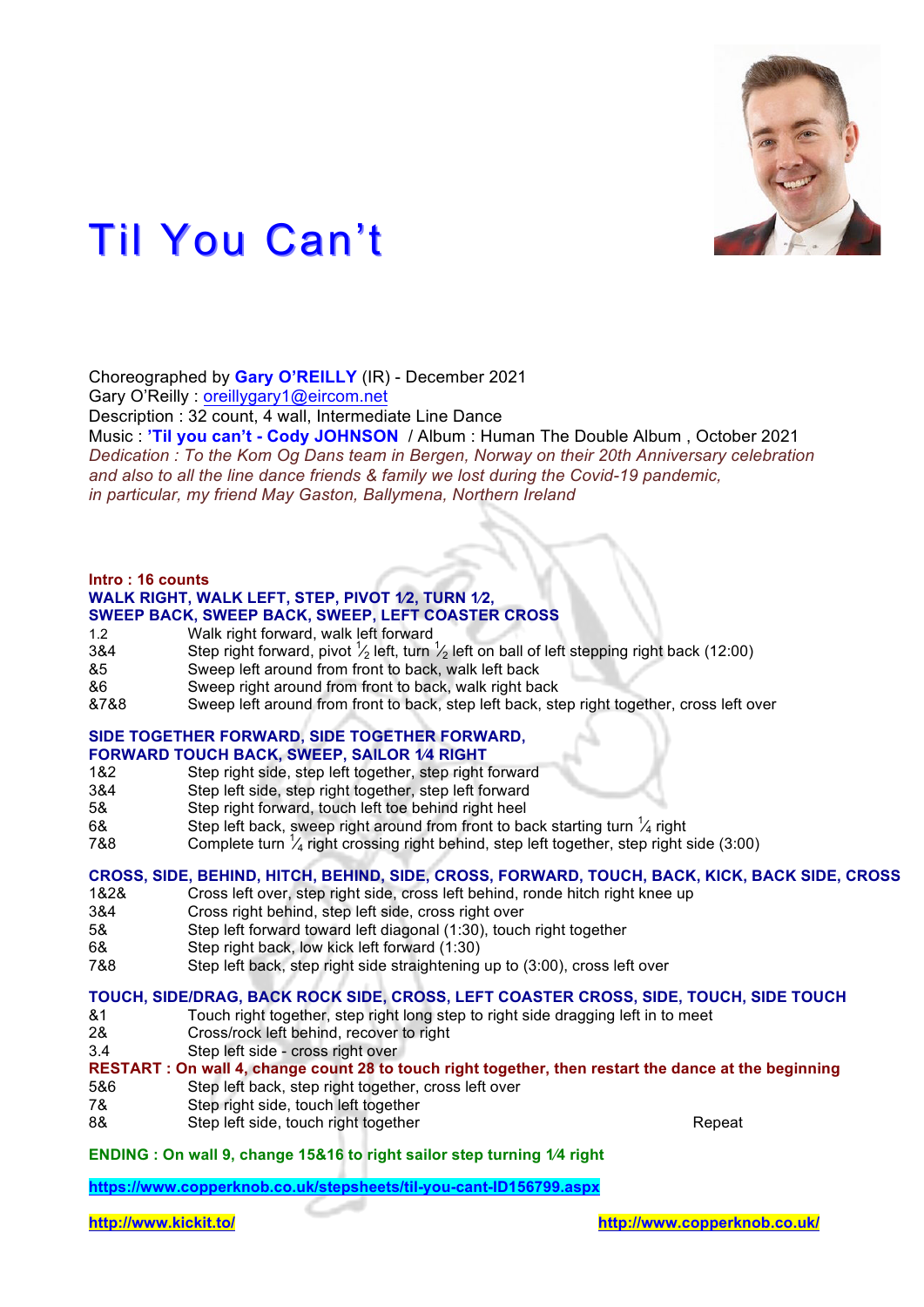# Til You Can't

Choreographed by **Gary O'REILLY** (IR) - December 2021
Gary O'Reilly : oreillygary1@eircom.net
Description : 32 count, 4 wall, Intermediate Line Dance
Music : **'Til you can't - Cody JOHNSON** / Album : Human The Double Album , October 2021
*Dedication : To the Kom Og Dans team in Bergen, Norway on their 20th Anniversary celebration and also to all the line dance friends & family we lost during the Covid-19 pandemic, in particular, my friend May Gaston, Ballymena, Northern Ireland*

**Intro : 16 counts**

**WALK RIGHT, WALK LEFT, STEP, PIVOT 1⁄2, TURN 1⁄2, SWEEP BACK, SWEEP BACK, SWEEP, LEFT COASTER CROSS**

| | |
|---|---|
| 1.2 | Walk right forward, walk left forward |
| 3&4 | Step right forward, pivot ½ left, turn ½ left on ball of left stepping right back (12:00) |
| &5 | Sweep left around from front to back, walk left back |
| &6 | Sweep right around from front to back, walk right back |
| &7&8 | Sweep left around from front to back, step left back, step right together, cross left over |

**SIDE TOGETHER FORWARD, SIDE TOGETHER FORWARD, FORWARD TOUCH BACK, SWEEP, SAILOR 1⁄4 RIGHT**

| | |
|---|---|
| 1&2 | Step right side, step left together, step right forward |
| 3&4 | Step left side, step right together, step left forward |
| 5& | Step right forward, touch left toe behind right heel |
| 6& | Step left back, sweep right around from front to back starting turn ¼ right |
| 7&8 | Complete turn ¼ right crossing right behind, step left together, step right side (3:00) |

**CROSS, SIDE, BEHIND, HITCH, BEHIND, SIDE, CROSS, FORWARD, TOUCH, BACK, KICK, BACK SIDE, CROSS**

| | |
|---|---|
| 1&2& | Cross left over, step right side, cross left behind, ronde hitch right knee up |
| 3&4 | Cross right behind, step left side, cross right over |
| 5& | Step left forward toward left diagonal (1:30), touch right together |
| 6& | Step right back, low kick left forward (1:30) |
| 7&8 | Step left back, step right side straightening up to (3:00), cross left over |

**TOUCH, SIDE/DRAG, BACK ROCK SIDE, CROSS, LEFT COASTER CROSS, SIDE, TOUCH, SIDE TOUCH**

| | |
|---|---|
| &1 | Touch right together, step right long step to right side dragging left in to meet |
| 2& | Cross/rock left behind, recover to right |
| 3.4 | Step left side - cross right over |

**RESTART : On wall 4, change count 28 to touch right together, then restart the dance at the beginning**

| | |
|---|---|
| 5&6 | Step left back, step right together, cross left over |
| 7& | Step right side, touch left together |
| 8& | Step left side, touch right together |

Repeat

**ENDING : On wall 9, change 15&16 to right sailor step turning 1⁄4 right**

https://www.copperknob.co.uk/stepsheets/til-you-cant-ID156799.aspx

http://www.kickit.to/ http://www.copperknob.co.uk/